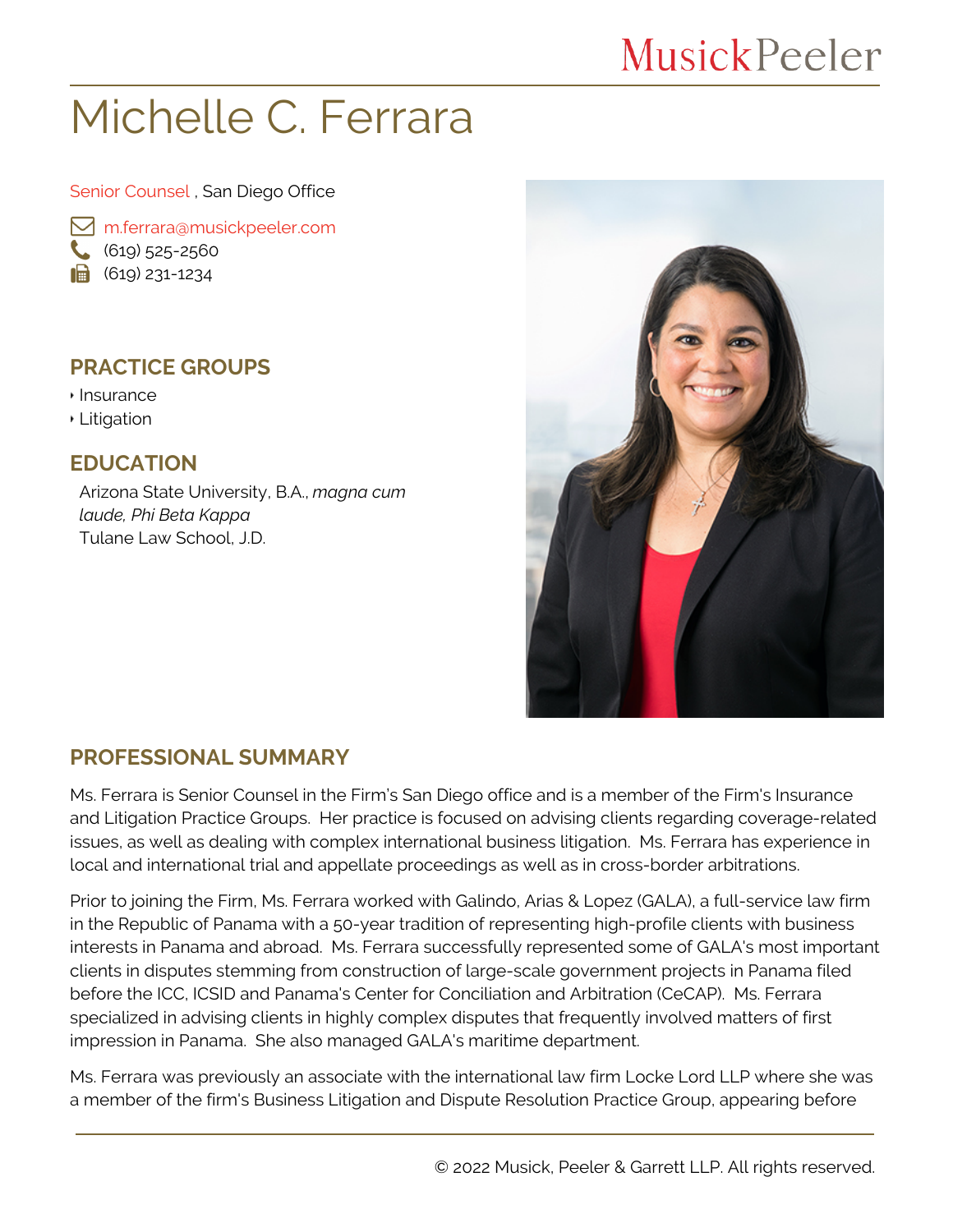MusickPeeler

# Michelle C. Ferrara

Senior Counsel , San Diego Office

m.ferrara@musickpeeler.com
(619) 525-2560
(619) 231-1234

## PRACTICE GROUPS

- Insurance
- Litigation

## EDUCATION

Arizona State University, B.A., *magna cum laude, Phi Beta Kappa*
Tulane Law School, J.D.

## PROFESSIONAL SUMMARY

Ms. Ferrara is Senior Counsel in the Firm's San Diego office and is a member of the Firm's Insurance and Litigation Practice Groups. Her practice is focused on advising clients regarding coverage-related issues, as well as dealing with complex international business litigation. Ms. Ferrara has experience in local and international trial and appellate proceedings as well as in cross-border arbitrations.

Prior to joining the Firm, Ms. Ferrara worked with Galindo, Arias & Lopez (GALA), a full-service law firm in the Republic of Panama with a 50-year tradition of representing high-profile clients with business interests in Panama and abroad. Ms. Ferrara successfully represented some of GALA's most important clients in disputes stemming from construction of large-scale government projects in Panama filed before the ICC, ICSID and Panama's Center for Conciliation and Arbitration (CeCAP). Ms. Ferrara specialized in advising clients in highly complex disputes that frequently involved matters of first impression in Panama. She also managed GALA's maritime department.

Ms. Ferrara was previously an associate with the international law firm Locke Lord LLP where she was a member of the firm's Business Litigation and Dispute Resolution Practice Group, appearing before

© 2022 Musick, Peeler & Garrett LLP. All rights reserved.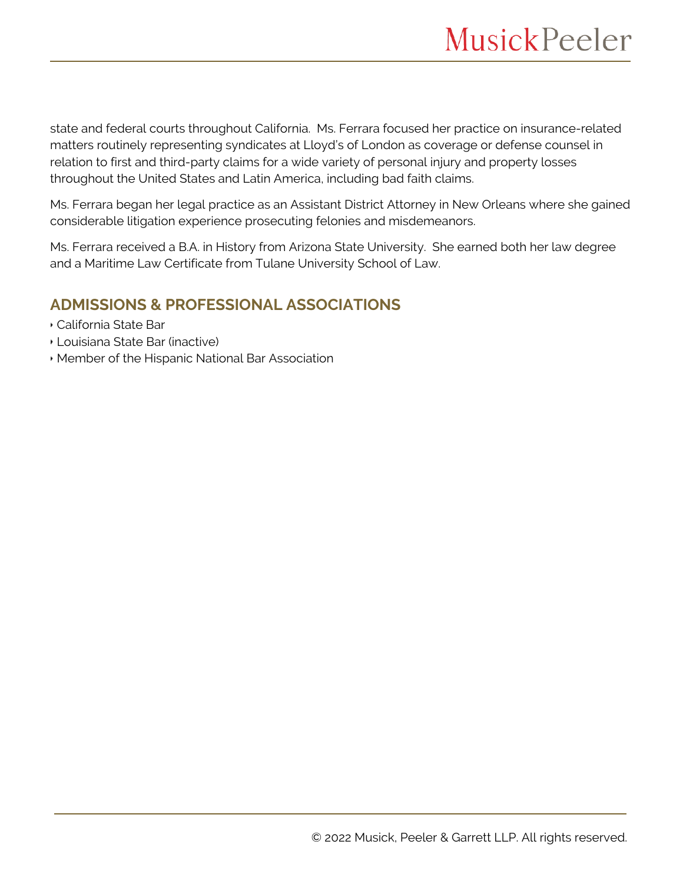state and federal courts throughout California.  Ms. Ferrara focused her practice on insurance-related matters routinely representing syndicates at Lloyd's of London as coverage or defense counsel in relation to first and third-party claims for a wide variety of personal injury and property losses throughout the United States and Latin America, including bad faith claims.

Ms. Ferrara began her legal practice as an Assistant District Attorney in New Orleans where she gained considerable litigation experience prosecuting felonies and misdemeanors.

Ms. Ferrara received a B.A. in History from Arizona State University.  She earned both her law degree and a Maritime Law Certificate from Tulane University School of Law.

## ADMISSIONS & PROFESSIONAL ASSOCIATIONS

- California State Bar
- Louisiana State Bar (inactive)
- Member of the Hispanic National Bar Association